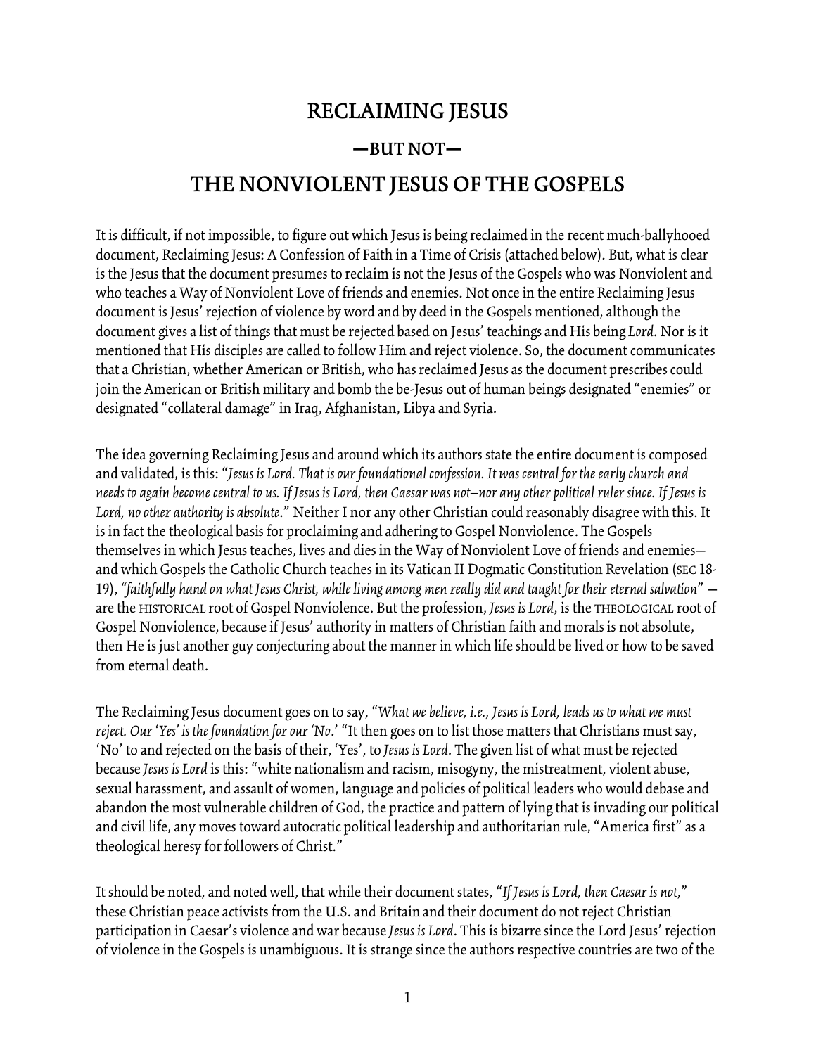# RECLAIMING JESUS

## —BUT NOT—

# THE NONVIOLENT JESUS OF THE GOSPELS

It is difficult, if not impossible, to figure out which Jesus is being reclaimed in the recent much-ballyhooed document, Reclaiming Jesus: A Confession of Faith in a Time of Crisis (attached below). But, what is clear is the Jesus that the document presumes to reclaim is not the Jesus of the Gospels who was Nonviolent and who teaches a Way of Nonviolent Love of friends and enemies. Not once in the entire Reclaiming Jesus document is Jesus' rejection of violence by word and by deed in the Gospels mentioned, although the document gives a list of things that must be rejected based on Jesus' teachings and His being *Lord*. Nor is it mentioned that His disciples are called to follow Him and reject violence. So, the document communicates that a Christian, whether American or British, who has reclaimed Jesus as the document prescribes could join the American or British military and bomb the be-Jesus out of human beings designated "enemies" or designated "collateral damage" in Iraq, Afghanistan, Libya and Syria.

The idea governing Reclaiming Jesus and around which its authors state the entire document is composed and validated, is this: "*Jesus is Lord. That is our foundational confession. It was central for the early church and needs to again become central to us. If Jesus is Lord, then Caesar was not—nor any other political ruler since. If Jesus is Lord, no other authority is absolute*." Neither I nor any other Christian could reasonably disagree with this. It is in fact the theological basis for proclaiming and adhering to Gospel Nonviolence. The Gospels themselves in which Jesus teaches, lives and dies in the Way of Nonviolent Love of friends and enemies—and which Gospels the Catholic Church teaches in its Vatican II Dogmatic Constitution Revelation (SEC 18-19), *"faithfully hand on what Jesus Christ, while living among men really did and taught for their eternal salvation"* —are the HISTORICAL root of Gospel Nonviolence. But the profession, *Jesus is Lord*, is the THEOLOGICAL root of Gospel Nonviolence, because if Jesus' authority in matters of Christian faith and morals is not absolute, then He is just another guy conjecturing about the manner in which life should be lived or how to be saved from eternal death.

The Reclaiming Jesus document goes on to say, "*What we believe, i.e., Jesus is Lord, leads us to what we must reject. Our 'Yes' is the foundation for our 'No*.' "It then goes on to list those matters that Christians must say, 'No' to and rejected on the basis of their, 'Yes', to *Jesus is Lord*. The given list of what must be rejected because *Jesus is Lord* is this: "white nationalism and racism, misogyny, the mistreatment, violent abuse, sexual harassment, and assault of women, language and policies of political leaders who would debase and abandon the most vulnerable children of God, the practice and pattern of lying that is invading our political and civil life, any moves toward autocratic political leadership and authoritarian rule, "America first" as a theological heresy for followers of Christ."

It should be noted, and noted well, that while their document states, "*If Jesus is Lord, then Caesar is not*," these Christian peace activists from the U.S. and Britain and their document do not reject Christian participation in Caesar's violence and war because *Jesus is Lord*. This is bizarre since the Lord Jesus' rejection of violence in the Gospels is unambiguous. It is strange since the authors respective countries are two of the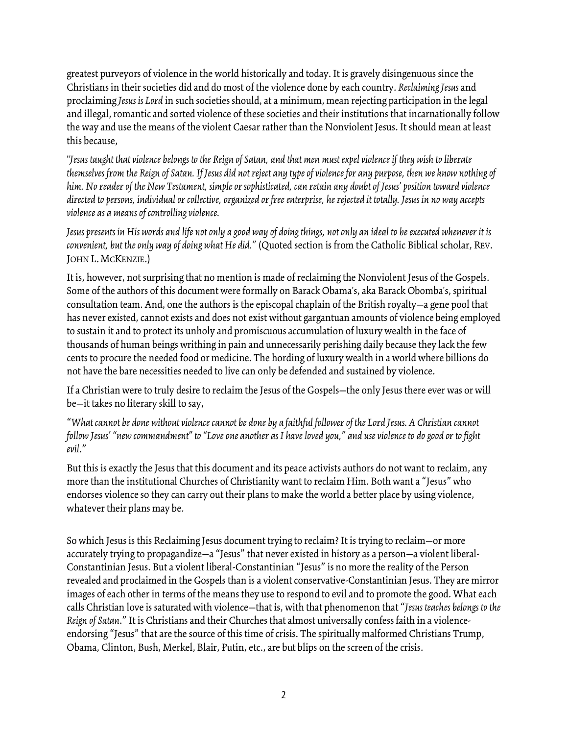greatest purveyors of violence in the world historically and today. It is gravely disingenuous since the Christians in their societies did and do most of the violence done by each country. *Reclaiming Jesus* and proclaiming *Jesus is Lord* in such societies should, at a minimum, mean rejecting participation in the legal and illegal, romantic and sorted violence of these societies and their institutions that incarnationally follow the way and use the means of the violent Caesar rather than the Nonviolent Jesus. It should mean at least this because,

"*Jesus taught that violence belongs to the Reign of Satan, and that men must expel violence if they wish to liberate themselves from the Reign of Satan. If Jesus did not reject any type of violence for any purpose, then we know nothing of him. No reader of the New Testament, simple or sophisticated, can retain any doubt of Jesus' position toward violence directed to persons, individual or collective, organized or free enterprise, he rejected it totally. Jesus in no way accepts violence as a means of controlling violence.*

*Jesus presents in His words and life not only a good way of doing things, not only an ideal to be executed whenever it is convenient, but the only way of doing what He did."* (Quoted section is from the Catholic Biblical scholar, REV. JOHN L. MCKENZIE.)

It is, however, not surprising that no mention is made of reclaiming the Nonviolent Jesus of the Gospels. Some of the authors of this document were formally on Barack Obama's, aka Barack Obomba's, spiritual consultation team. And, one the authors is the episcopal chaplain of the British royalty—a gene pool that has never existed, cannot exists and does not exist without gargantuan amounts of violence being employed to sustain it and to protect its unholy and promiscuous accumulation of luxury wealth in the face of thousands of human beings writhing in pain and unnecessarily perishing daily because they lack the few cents to procure the needed food or medicine. The hording of luxury wealth in a world where billions do not have the bare necessities needed to live can only be defended and sustained by violence.

If a Christian were to truly desire to reclaim the Jesus of the Gospels—the only Jesus there ever was or will be—it takes no literary skill to say,

"*What cannot be done without violence cannot be done by a faithful follower of the Lord Jesus. A Christian cannot follow Jesus' "new commandment" to "Love one another as I have loved you," and use violence to do good or to fight evil*."

But this is exactly the Jesus that this document and its peace activists authors do not want to reclaim, any more than the institutional Churches of Christianity want to reclaim Him. Both want a "Jesus" who endorses violence so they can carry out their plans to make the world a better place by using violence, whatever their plans may be.

So which Jesus is this Reclaiming Jesus document trying to reclaim? It is trying to reclaim—or more accurately trying to propagandize—a "Jesus" that never existed in history as a person—a violent liberal-Constantinian Jesus. But a violent liberal-Constantinian "Jesus" is no more the reality of the Person revealed and proclaimed in the Gospels than is a violent conservative-Constantinian Jesus. They are mirror images of each other in terms of the means they use to respond to evil and to promote the good. What each calls Christian love is saturated with violence—that is, with that phenomenon that "*Jesus teaches belongs to the Reign of Satan*." It is Christians and their Churches that almost universally confess faith in a violence-endorsing "Jesus" that are the source of this time of crisis. The spiritually malformed Christians Trump, Obama, Clinton, Bush, Merkel, Blair, Putin, etc., are but blips on the screen of the crisis.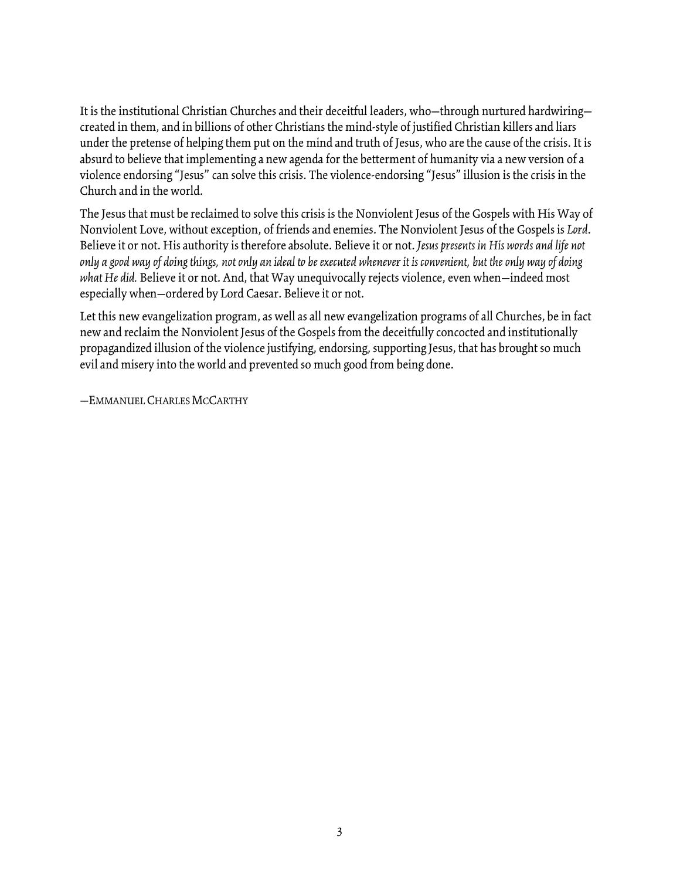It is the institutional Christian Churches and their deceitful leaders, who—through nurtured hardwiring—created in them, and in billions of other Christians the mind-style of justified Christian killers and liars under the pretense of helping them put on the mind and truth of Jesus, who are the cause of the crisis. It is absurd to believe that implementing a new agenda for the betterment of humanity via a new version of a violence endorsing "Jesus" can solve this crisis. The violence-endorsing "Jesus" illusion is the crisis in the Church and in the world.

The Jesus that must be reclaimed to solve this crisis is the Nonviolent Jesus of the Gospels with His Way of Nonviolent Love, without exception, of friends and enemies. The Nonviolent Jesus of the Gospels is *Lord*. Believe it or not. His authority is therefore absolute. Believe it or not. *Jesus presents in His words and life not only a good way of doing things, not only an ideal to be executed whenever it is convenient, but the only way of doing what He did.* Believe it or not. And, that Way unequivocally rejects violence, even when—indeed most especially when—ordered by Lord Caesar. Believe it or not.

Let this new evangelization program, as well as all new evangelization programs of all Churches, be in fact new and reclaim the Nonviolent Jesus of the Gospels from the deceitfully concocted and institutionally propagandized illusion of the violence justifying, endorsing, supporting Jesus, that has brought so much evil and misery into the world and prevented so much good from being done.

—Emmanuel Charles McCarthy